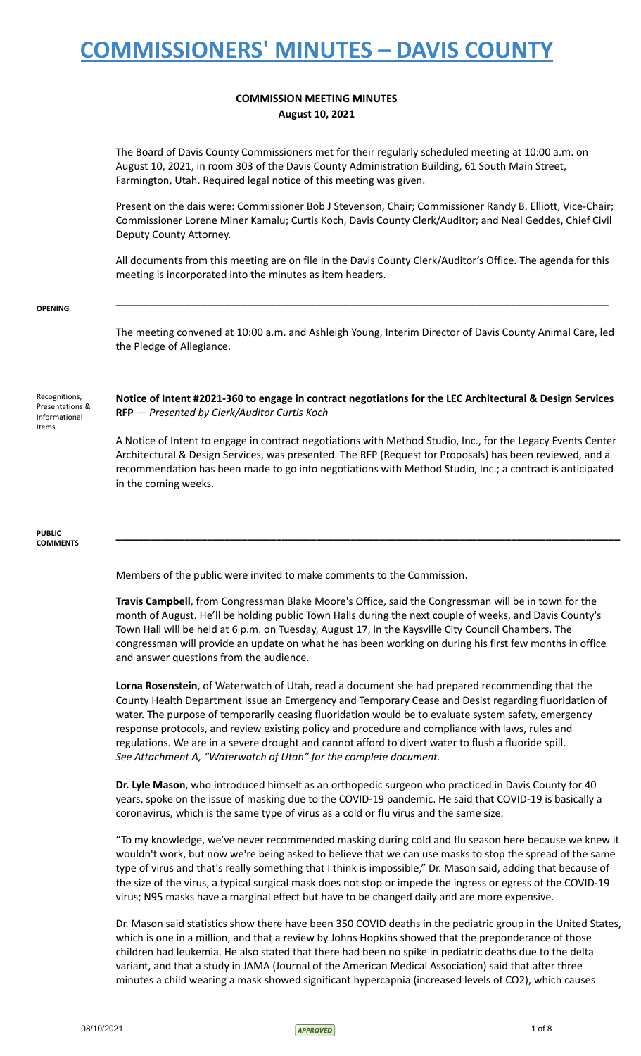# COMMISSIONERS' MINUTES – DAVIS COUNTY

**COMMISSION MEETING MINUTES**
**August 10, 2021**

The Board of Davis County Commissioners met for their regularly scheduled meeting at 10:00 a.m. on August 10, 2021, in room 303 of the Davis County Administration Building, 61 South Main Street, Farmington, Utah. Required legal notice of this meeting was given.

Present on the dais were: Commissioner Bob J Stevenson, Chair; Commissioner Randy B. Elliott, Vice-Chair; Commissioner Lorene Miner Kamalu; Curtis Koch, Davis County Clerk/Auditor; and Neal Geddes, Chief Civil Deputy County Attorney.

All documents from this meeting are on file in the Davis County Clerk/Auditor's Office. The agenda for this meeting is incorporated into the minutes as item headers.

---

**OPENING**

The meeting convened at 10:00 a.m. and Ashleigh Young, Interim Director of Davis County Animal Care, led the Pledge of Allegiance.

Recognitions, Presentations & Informational Items

**Notice of Intent #2021-360 to engage in contract negotiations for the LEC Architectural & Design Services RFP** — *Presented by Clerk/Auditor Curtis Koch*

A Notice of Intent to engage in contract negotiations with Method Studio, Inc., for the Legacy Events Center Architectural & Design Services, was presented. The RFP (Request for Proposals) has been reviewed, and a recommendation has been made to go into negotiations with Method Studio, Inc.; a contract is anticipated in the coming weeks.

---

**PUBLIC COMMENTS**

Members of the public were invited to make comments to the Commission.

**Travis Campbell**, from Congressman Blake Moore's Office, said the Congressman will be in town for the month of August. He'll be holding public Town Halls during the next couple of weeks, and Davis County's Town Hall will be held at 6 p.m. on Tuesday, August 17, in the Kaysville City Council Chambers. The congressman will provide an update on what he has been working on during his first few months in office and answer questions from the audience.

**Lorna Rosenstein**, of Waterwatch of Utah, read a document she had prepared recommending that the County Health Department issue an Emergency and Temporary Cease and Desist regarding fluoridation of water. The purpose of temporarily ceasing fluoridation would be to evaluate system safety, emergency response protocols, and review existing policy and procedure and compliance with laws, rules and regulations. We are in a severe drought and cannot afford to divert water to flush a fluoride spill.
*See Attachment A, "Waterwatch of Utah" for the complete document.*

**Dr. Lyle Mason**, who introduced himself as an orthopedic surgeon who practiced in Davis County for 40 years, spoke on the issue of masking due to the COVID-19 pandemic. He said that COVID-19 is basically a coronavirus, which is the same type of virus as a cold or flu virus and the same size.

"To my knowledge, we've never recommended masking during cold and flu season here because we knew it wouldn't work, but now we're being asked to believe that we can use masks to stop the spread of the same type of virus and that's really something that I think is impossible," Dr. Mason said, adding that because of the size of the virus, a typical surgical mask does not stop or impede the ingress or egress of the COVID-19 virus; N95 masks have a marginal effect but have to be changed daily and are more expensive.

Dr. Mason said statistics show there have been 350 COVID deaths in the pediatric group in the United States, which is one in a million, and that a review by Johns Hopkins showed that the preponderance of those children had leukemia. He also stated that there had been no spike in pediatric deaths due to the delta variant, and that a study in JAMA (Journal of the American Medical Association) said that after three minutes a child wearing a mask showed significant hypercapnia (increased levels of $CO_2$), which causes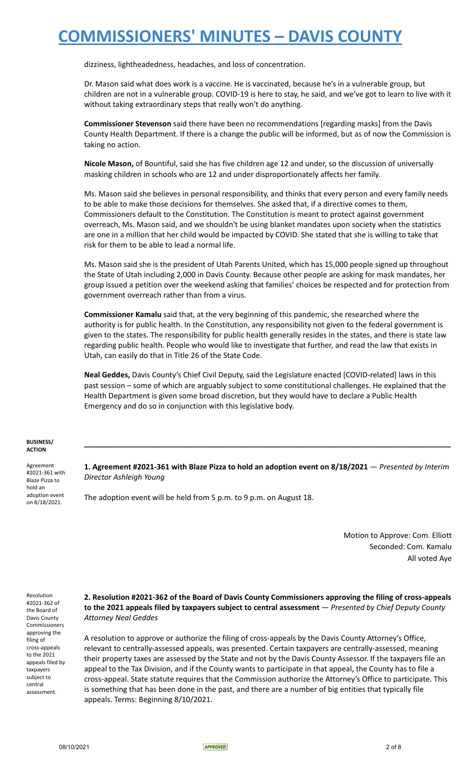dizziness, lightheadedness, headaches, and loss of concentration.

Dr. Mason said what does work is a vaccine. He is vaccinated, because he's in a vulnerable group, but children are not in a vulnerable group. COVID-19 is here to stay, he said, and we've got to learn to live with it without taking extraordinary steps that really won't do anything.

**Commissioner Stevenson** said there have been no recommendations [regarding masks] from the Davis County Health Department. If there is a change the public will be informed, but as of now the Commission is taking no action.

**Nicole Mason,** of Bountiful, said she has five children age 12 and under, so the discussion of universally masking children in schools who are 12 and under disproportionately affects her family.

Ms. Mason said she believes in personal responsibility, and thinks that every person and every family needs to be able to make those decisions for themselves. She asked that, if a directive comes to them, Commissioners default to the Constitution. The Constitution is meant to protect against government overreach, Ms. Mason said, and we shouldn't be using blanket mandates upon society when the statistics are one in a million that her child would be impacted by COVID. She stated that she is willing to take that risk for them to be able to lead a normal life.

Ms. Mason said she is the president of Utah Parents United, which has 15,000 people signed up throughout the State of Utah including 2,000 in Davis County. Because other people are asking for mask mandates, her group issued a petition over the weekend asking that families' choices be respected and for protection from government overreach rather than from a virus.

**Commissioner Kamalu** said that, at the very beginning of this pandemic, she researched where the authority is for public health. In the Constitution, any responsibility not given to the federal government is given to the states. The responsibility for public health generally resides in the states, and there is state law regarding public health. People who would like to investigate that further, and read the law that exists in Utah, can easily do that in Title 26 of the State Code.

**Neal Geddes,** Davis County's Chief Civil Deputy, said the Legislature enacted [COVID-related] laws in this past session – some of which are arguably subject to some constitutional challenges. He explained that the Health Department is given some broad discretion, but they would have to declare a Public Health Emergency and do so in conjunction with this legislative body.

**BUSINESS/ ACTION**

---

Agreement #2021-361 with Blaze Pizza to hold an adoption event on 8/18/2021.

**1. Agreement #2021-361 with Blaze Pizza to hold an adoption event on 8/18/2021** — *Presented by Interim Director Ashleigh Young*

The adoption event will be held from 5 p.m. to 9 p.m. on August 18.

Motion to Approve: Com. Elliott
Seconded: Com. Kamalu
All voted Aye

Resolution #2021-362 of the Board of Davis County Commissioners approving the filing of cross-appeals to the 2021 appeals filed by taxpayers subject to central assessment.

**2. Resolution #2021-362 of the Board of Davis County Commissioners approving the filing of cross-appeals to the 2021 appeals filed by taxpayers subject to central assessment** — *Presented by Chief Deputy County Attorney Neal Geddes*

A resolution to approve or authorize the filing of cross-appeals by the Davis County Attorney's Office, relevant to centrally-assessed appeals, was presented. Certain taxpayers are centrally-assessed, meaning their property taxes are assessed by the State and not by the Davis County Assessor. If the taxpayers file an appeal to the Tax Division, and if the County wants to participate in that appeal, the County has to file a cross-appeal. State statute requires that the Commission authorize the Attorney's Office to participate. This is something that has been done in the past, and there are a number of big entities that typically file appeals. Terms: Beginning 8/10/2021.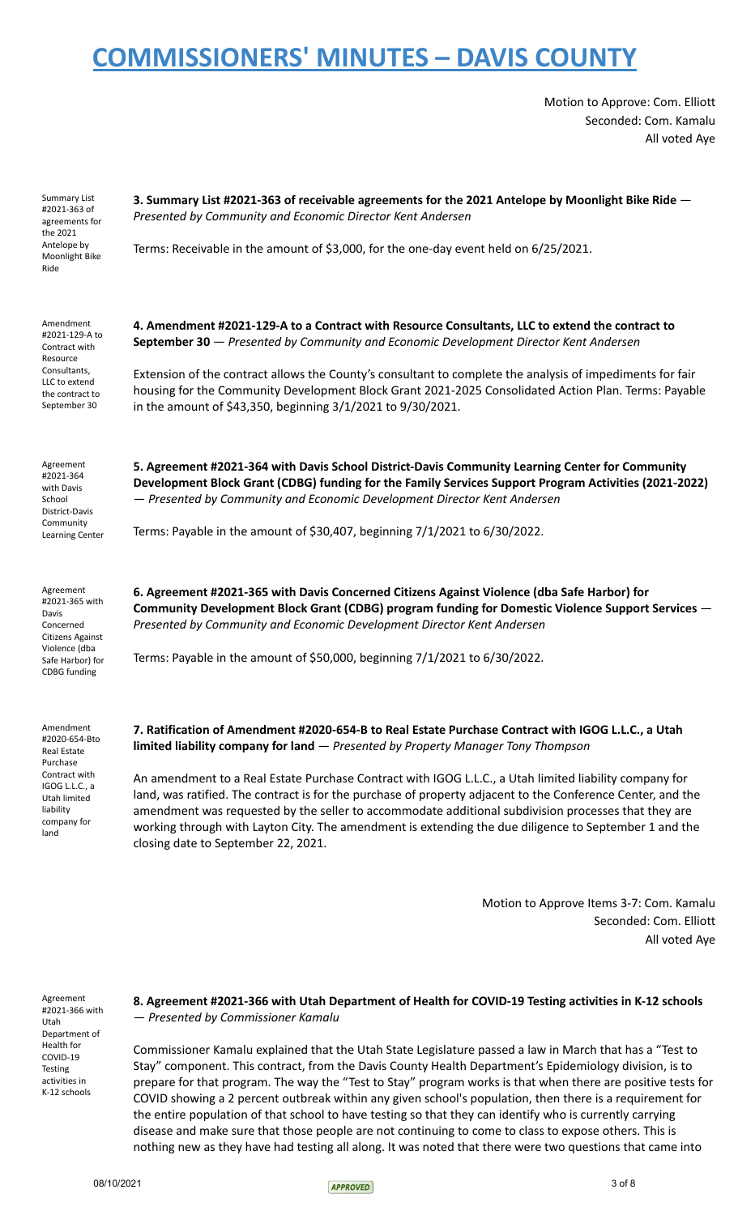Motion to Approve: Com. Elliott
Seconded: Com. Kamalu
All voted Aye

Summary List #2021-363 of agreements for the 2021 Antelope by Moonlight Bike Ride

**3. Summary List #2021-363 of receivable agreements for the 2021 Antelope by Moonlight Bike Ride** — *Presented by Community and Economic Director Kent Andersen*

Terms: Receivable in the amount of $3,000, for the one-day event held on 6/25/2021.

Amendment #2021-129-A to Contract with Resource Consultants, LLC to extend the contract to September 30

**4. Amendment #2021-129-A to a Contract with Resource Consultants, LLC to extend the contract to September 30** — *Presented by Community and Economic Development Director Kent Andersen*

Extension of the contract allows the County's consultant to complete the analysis of impediments for fair housing for the Community Development Block Grant 2021-2025 Consolidated Action Plan. Terms: Payable in the amount of $43,350, beginning 3/1/2021 to 9/30/2021.

Agreement #2021-364 with Davis School District-Davis Community Learning Center

**5. Agreement #2021-364 with Davis School District-Davis Community Learning Center for Community Development Block Grant (CDBG) funding for the Family Services Support Program Activities (2021-2022)** — *Presented by Community and Economic Development Director Kent Andersen*

Terms: Payable in the amount of $30,407, beginning 7/1/2021 to 6/30/2022.

Agreement #2021-365 with Davis Concerned Citizens Against Violence (dba Safe Harbor) for CDBG funding

**6. Agreement #2021-365 with Davis Concerned Citizens Against Violence (dba Safe Harbor) for Community Development Block Grant (CDBG) program funding for Domestic Violence Support Services** — *Presented by Community and Economic Development Director Kent Andersen*

Terms: Payable in the amount of $50,000, beginning 7/1/2021 to 6/30/2022.

Amendment #2020-654-Bto Real Estate Purchase Contract with IGOG L.L.C., a Utah limited liability company for land

**7. Ratification of Amendment #2020-654-B to Real Estate Purchase Contract with IGOG L.L.C., a Utah limited liability company for land** — *Presented by Property Manager Tony Thompson*

An amendment to a Real Estate Purchase Contract with IGOG L.L.C., a Utah limited liability company for land, was ratified. The contract is for the purchase of property adjacent to the Conference Center, and the amendment was requested by the seller to accommodate additional subdivision processes that they are working through with Layton City. The amendment is extending the due diligence to September 1 and the closing date to September 22, 2021.

Motion to Approve Items 3-7: Com. Kamalu
Seconded: Com. Elliott
All voted Aye

Agreement #2021-366 with Utah Department of Health for COVID-19 Testing activities in K-12 schools

**8. Agreement #2021-366 with Utah Department of Health for COVID-19 Testing activities in K-12 schools** — *Presented by Commissioner Kamalu*

Commissioner Kamalu explained that the Utah State Legislature passed a law in March that has a "Test to Stay" component. This contract, from the Davis County Health Department's Epidemiology division, is to prepare for that program. The way the "Test to Stay" program works is that when there are positive tests for COVID showing a 2 percent outbreak within any given school's population, then there is a requirement for the entire population of that school to have testing so that they can identify who is currently carrying disease and make sure that those people are not continuing to come to class to expose others. This is nothing new as they have had testing all along. It was noted that there were two questions that came into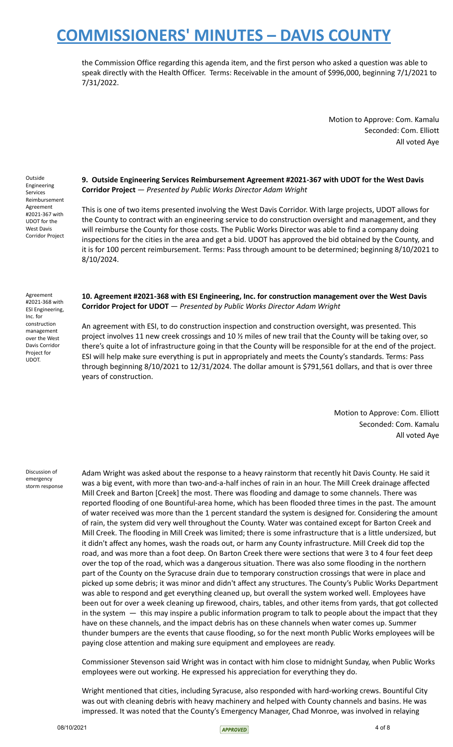the Commission Office regarding this agenda item, and the first person who asked a question was able to speak directly with the Health Officer. Terms: Receivable in the amount of $996,000, beginning 7/1/2021 to 7/31/2022.

Motion to Approve: Com. Kamalu
Seconded: Com. Elliott
All voted Aye

Outside Engineering Services Reimbursement Agreement #2021-367 with UDOT for the West Davis Corridor Project

**9. Outside Engineering Services Reimbursement Agreement #2021-367 with UDOT for the West Davis Corridor Project** — *Presented by Public Works Director Adam Wright*

This is one of two items presented involving the West Davis Corridor. With large projects, UDOT allows for the County to contract with an engineering service to do construction oversight and management, and they will reimburse the County for those costs. The Public Works Director was able to find a company doing inspections for the cities in the area and get a bid. UDOT has approved the bid obtained by the County, and it is for 100 percent reimbursement. Terms: Pass through amount to be determined; beginning 8/10/2021 to 8/10/2024.

Agreement #2021-368 with ESI Engineering, Inc. for construction management over the West Davis Corridor Project for UDOT.

**10. Agreement #2021-368 with ESI Engineering, Inc. for construction management over the West Davis Corridor Project for UDOT** — *Presented by Public Works Director Adam Wright*

An agreement with ESI, to do construction inspection and construction oversight, was presented. This project involves 11 new creek crossings and 10 ½ miles of new trail that the County will be taking over, so there's quite a lot of infrastructure going in that the County will be responsible for at the end of the project. ESI will help make sure everything is put in appropriately and meets the County's standards. Terms: Pass through beginning 8/10/2021 to 12/31/2024. The dollar amount is $791,561 dollars, and that is over three years of construction.

Motion to Approve: Com. Elliott
Seconded: Com. Kamalu
All voted Aye

Discussion of emergency storm response

Adam Wright was asked about the response to a heavy rainstorm that recently hit Davis County. He said it was a big event, with more than two-and-a-half inches of rain in an hour. The Mill Creek drainage affected Mill Creek and Barton [Creek] the most. There was flooding and damage to some channels. There was reported flooding of one Bountiful-area home, which has been flooded three times in the past. The amount of water received was more than the 1 percent standard the system is designed for. Considering the amount of rain, the system did very well throughout the County. Water was contained except for Barton Creek and Mill Creek. The flooding in Mill Creek was limited; there is some infrastructure that is a little undersized, but it didn't affect any homes, wash the roads out, or harm any County infrastructure. Mill Creek did top the road, and was more than a foot deep. On Barton Creek there were sections that were 3 to 4 four feet deep over the top of the road, which was a dangerous situation. There was also some flooding in the northern part of the County on the Syracuse drain due to temporary construction crossings that were in place and picked up some debris; it was minor and didn't affect any structures. The County's Public Works Department was able to respond and get everything cleaned up, but overall the system worked well. Employees have been out for over a week cleaning up firewood, chairs, tables, and other items from yards, that got collected in the system — this may inspire a public information program to talk to people about the impact that they have on these channels, and the impact debris has on these channels when water comes up. Summer thunder bumpers are the events that cause flooding, so for the next month Public Works employees will be paying close attention and making sure equipment and employees are ready.

Commissioner Stevenson said Wright was in contact with him close to midnight Sunday, when Public Works employees were out working. He expressed his appreciation for everything they do.

Wright mentioned that cities, including Syracuse, also responded with hard-working crews. Bountiful City was out with cleaning debris with heavy machinery and helped with County channels and basins. He was impressed. It was noted that the County's Emergency Manager, Chad Monroe, was involved in relaying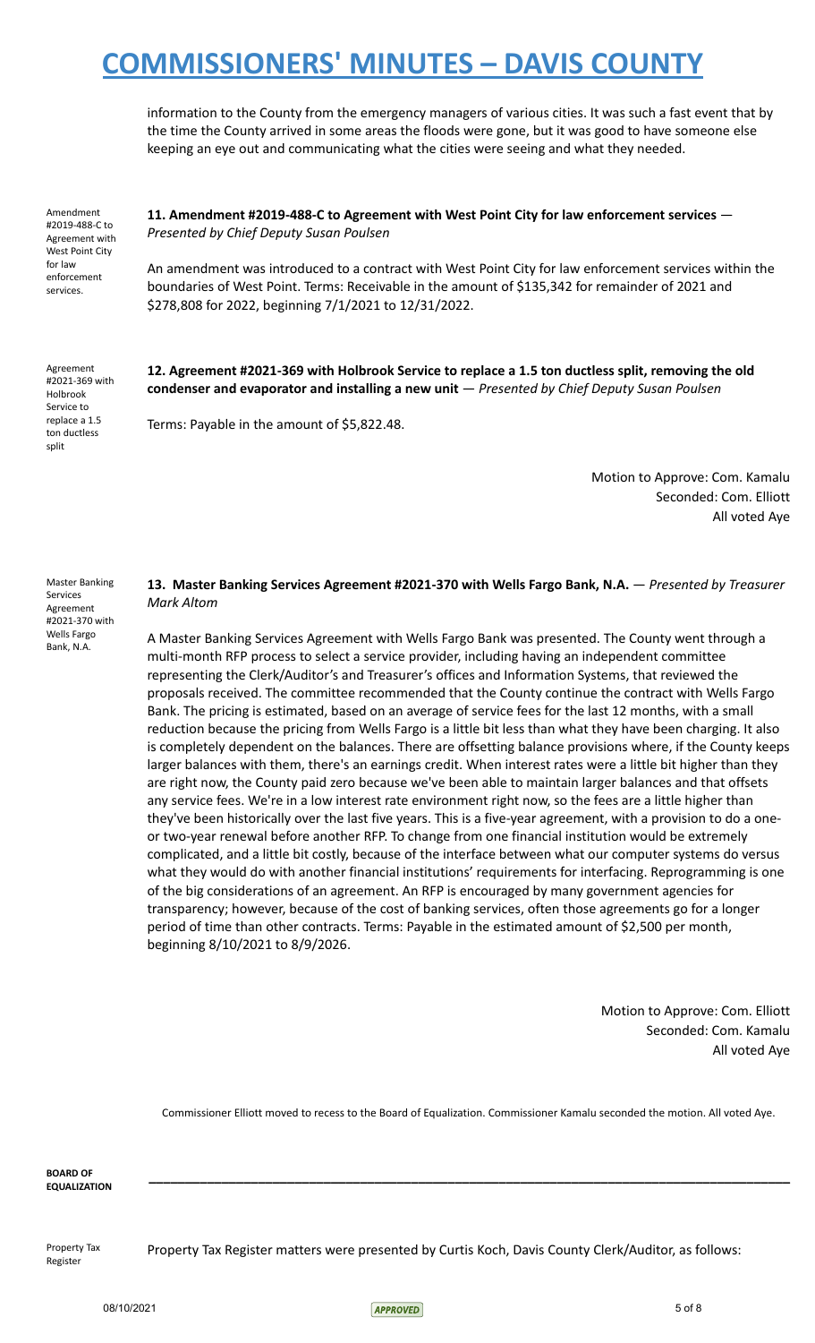information to the County from the emergency managers of various cities. It was such a fast event that by the time the County arrived in some areas the floods were gone, but it was good to have someone else keeping an eye out and communicating what the cities were seeing and what they needed.

Amendment #2019-488-C to Agreement with West Point City for law enforcement services.

**11. Amendment #2019-488-C to Agreement with West Point City for law enforcement services** — *Presented by Chief Deputy Susan Poulsen*

An amendment was introduced to a contract with West Point City for law enforcement services within the boundaries of West Point. Terms: Receivable in the amount of $135,342 for remainder of 2021 and $278,808 for 2022, beginning 7/1/2021 to 12/31/2022.

Agreement #2021-369 with Holbrook Service to replace a 1.5 ton ductless split

**12. Agreement #2021-369 with Holbrook Service to replace a 1.5 ton ductless split, removing the old condenser and evaporator and installing a new unit** — *Presented by Chief Deputy Susan Poulsen*

Terms: Payable in the amount of $5,822.48.

Motion to Approve: Com. Kamalu
Seconded: Com. Elliott
All voted Aye

Master Banking Services Agreement #2021-370 with Wells Fargo Bank, N.A.

**13. Master Banking Services Agreement #2021-370 with Wells Fargo Bank, N.A.** — *Presented by Treasurer Mark Altom*

A Master Banking Services Agreement with Wells Fargo Bank was presented. The County went through a multi-month RFP process to select a service provider, including having an independent committee representing the Clerk/Auditor's and Treasurer's offices and Information Systems, that reviewed the proposals received. The committee recommended that the County continue the contract with Wells Fargo Bank. The pricing is estimated, based on an average of service fees for the last 12 months, with a small reduction because the pricing from Wells Fargo is a little bit less than what they have been charging. It also is completely dependent on the balances. There are offsetting balance provisions where, if the County keeps larger balances with them, there's an earnings credit. When interest rates were a little bit higher than they are right now, the County paid zero because we've been able to maintain larger balances and that offsets any service fees. We're in a low interest rate environment right now, so the fees are a little higher than they've been historically over the last five years. This is a five-year agreement, with a provision to do a one- or two-year renewal before another RFP. To change from one financial institution would be extremely complicated, and a little bit costly, because of the interface between what our computer systems do versus what they would do with another financial institutions' requirements for interfacing. Reprogramming is one of the big considerations of an agreement. An RFP is encouraged by many government agencies for transparency; however, because of the cost of banking services, often those agreements go for a longer period of time than other contracts. Terms: Payable in the estimated amount of $2,500 per month, beginning 8/10/2021 to 8/9/2026.

Motion to Approve: Com. Elliott
Seconded: Com. Kamalu
All voted Aye

Commissioner Elliott moved to recess to the Board of Equalization. Commissioner Kamalu seconded the motion. All voted Aye.

**BOARD OF EQUALIZATION**

---

Property Tax Register

Property Tax Register matters were presented by Curtis Koch, Davis County Clerk/Auditor, as follows: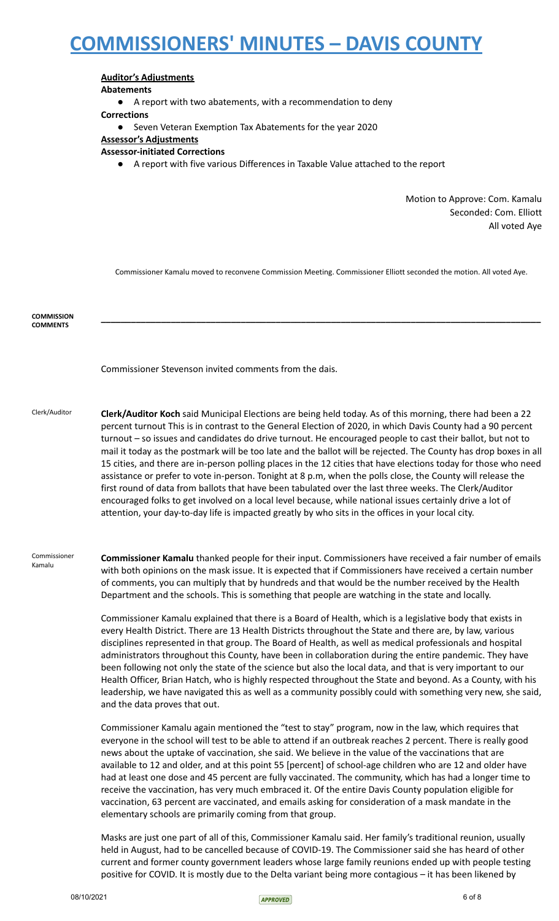**Auditor's Adjustments**

**Abatements**

- A report with two abatements, with a recommendation to deny

**Corrections**

- Seven Veteran Exemption Tax Abatements for the year 2020

**Assessor's Adjustments**

**Assessor-initiated Corrections**

- A report with five various Differences in Taxable Value attached to the report

Motion to Approve: Com. Kamalu
Seconded: Com. Elliott
All voted Aye

Commissioner Kamalu moved to reconvene Commission Meeting. Commissioner Elliott seconded the motion. All voted Aye.

**COMMISSION COMMENTS**

Commissioner Stevenson invited comments from the dais.

Clerk/Auditor

**Clerk/Auditor Koch** said Municipal Elections are being held today. As of this morning, there had been a 22 percent turnout This is in contrast to the General Election of 2020, in which Davis County had a 90 percent turnout – so issues and candidates do drive turnout. He encouraged people to cast their ballot, but not to mail it today as the postmark will be too late and the ballot will be rejected. The County has drop boxes in all 15 cities, and there are in-person polling places in the 12 cities that have elections today for those who need assistance or prefer to vote in-person. Tonight at 8 p.m, when the polls close, the County will release the first round of data from ballots that have been tabulated over the last three weeks. The Clerk/Auditor encouraged folks to get involved on a local level because, while national issues certainly drive a lot of attention, your day-to-day life is impacted greatly by who sits in the offices in your local city.

Commissioner Kamalu

**Commissioner Kamalu** thanked people for their input. Commissioners have received a fair number of emails with both opinions on the mask issue. It is expected that if Commissioners have received a certain number of comments, you can multiply that by hundreds and that would be the number received by the Health Department and the schools. This is something that people are watching in the state and locally.

Commissioner Kamalu explained that there is a Board of Health, which is a legislative body that exists in every Health District. There are 13 Health Districts throughout the State and there are, by law, various disciplines represented in that group. The Board of Health, as well as medical professionals and hospital administrators throughout this County, have been in collaboration during the entire pandemic. They have been following not only the state of the science but also the local data, and that is very important to our Health Officer, Brian Hatch, who is highly respected throughout the State and beyond. As a County, with his leadership, we have navigated this as well as a community possibly could with something very new, she said, and the data proves that out.

Commissioner Kamalu again mentioned the "test to stay" program, now in the law, which requires that everyone in the school will test to be able to attend if an outbreak reaches 2 percent. There is really good news about the uptake of vaccination, she said. We believe in the value of the vaccinations that are available to 12 and older, and at this point 55 [percent] of school-age children who are 12 and older have had at least one dose and 45 percent are fully vaccinated. The community, which has had a longer time to receive the vaccination, has very much embraced it. Of the entire Davis County population eligible for vaccination, 63 percent are vaccinated, and emails asking for consideration of a mask mandate in the elementary schools are primarily coming from that group.

Masks are just one part of all of this, Commissioner Kamalu said. Her family's traditional reunion, usually held in August, had to be cancelled because of COVID-19. The Commissioner said she has heard of other current and former county government leaders whose large family reunions ended up with people testing positive for COVID. It is mostly due to the Delta variant being more contagious – it has been likened by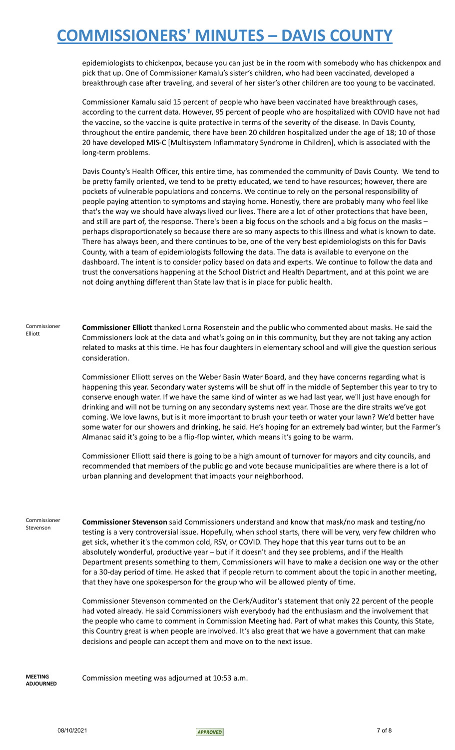epidemiologists to chickenpox, because you can just be in the room with somebody who has chickenpox and pick that up. One of Commissioner Kamalu's sister's children, who had been vaccinated, developed a breakthrough case after traveling, and several of her sister's other children are too young to be vaccinated.

Commissioner Kamalu said 15 percent of people who have been vaccinated have breakthrough cases, according to the current data. However, 95 percent of people who are hospitalized with COVID have not had the vaccine, so the vaccine is quite protective in terms of the severity of the disease. In Davis County, throughout the entire pandemic, there have been 20 children hospitalized under the age of 18; 10 of those 20 have developed MIS-C [Multisystem Inflammatory Syndrome in Children], which is associated with the long-term problems.

Davis County's Health Officer, this entire time, has commended the community of Davis County. We tend to be pretty family oriented, we tend to be pretty educated, we tend to have resources; however, there are pockets of vulnerable populations and concerns. We continue to rely on the personal responsibility of people paying attention to symptoms and staying home. Honestly, there are probably many who feel like that's the way we should have always lived our lives. There are a lot of other protections that have been, and still are part of, the response. There's been a big focus on the schools and a big focus on the masks – perhaps disproportionately so because there are so many aspects to this illness and what is known to date. There has always been, and there continues to be, one of the very best epidemiologists on this for Davis County, with a team of epidemiologists following the data. The data is available to everyone on the dashboard. The intent is to consider policy based on data and experts. We continue to follow the data and trust the conversations happening at the School District and Health Department, and at this point we are not doing anything different than State law that is in place for public health.

Commissioner Elliott

**Commissioner Elliott** thanked Lorna Rosenstein and the public who commented about masks. He said the Commissioners look at the data and what's going on in this community, but they are not taking any action related to masks at this time. He has four daughters in elementary school and will give the question serious consideration.

Commissioner Elliott serves on the Weber Basin Water Board, and they have concerns regarding what is happening this year. Secondary water systems will be shut off in the middle of September this year to try to conserve enough water. If we have the same kind of winter as we had last year, we'll just have enough for drinking and will not be turning on any secondary systems next year. Those are the dire straits we've got coming. We love lawns, but is it more important to brush your teeth or water your lawn? We'd better have some water for our showers and drinking, he said. He's hoping for an extremely bad winter, but the Farmer's Almanac said it's going to be a flip-flop winter, which means it's going to be warm.

Commissioner Elliott said there is going to be a high amount of turnover for mayors and city councils, and recommended that members of the public go and vote because municipalities are where there is a lot of urban planning and development that impacts your neighborhood.

Commissioner Stevenson

**Commissioner Stevenson** said Commissioners understand and know that mask/no mask and testing/no testing is a very controversial issue. Hopefully, when school starts, there will be very, very few children who get sick, whether it's the common cold, RSV, or COVID. They hope that this year turns out to be an absolutely wonderful, productive year – but if it doesn't and they see problems, and if the Health Department presents something to them, Commissioners will have to make a decision one way or the other for a 30-day period of time. He asked that if people return to comment about the topic in another meeting, that they have one spokesperson for the group who will be allowed plenty of time.

Commissioner Stevenson commented on the Clerk/Auditor's statement that only 22 percent of the people had voted already. He said Commissioners wish everybody had the enthusiasm and the involvement that the people who came to comment in Commission Meeting had. Part of what makes this County, this State, this Country great is when people are involved. It's also great that we have a government that can make decisions and people can accept them and move on to the next issue.

**MEETING ADJOURNED**

Commission meeting was adjourned at 10:53 a.m.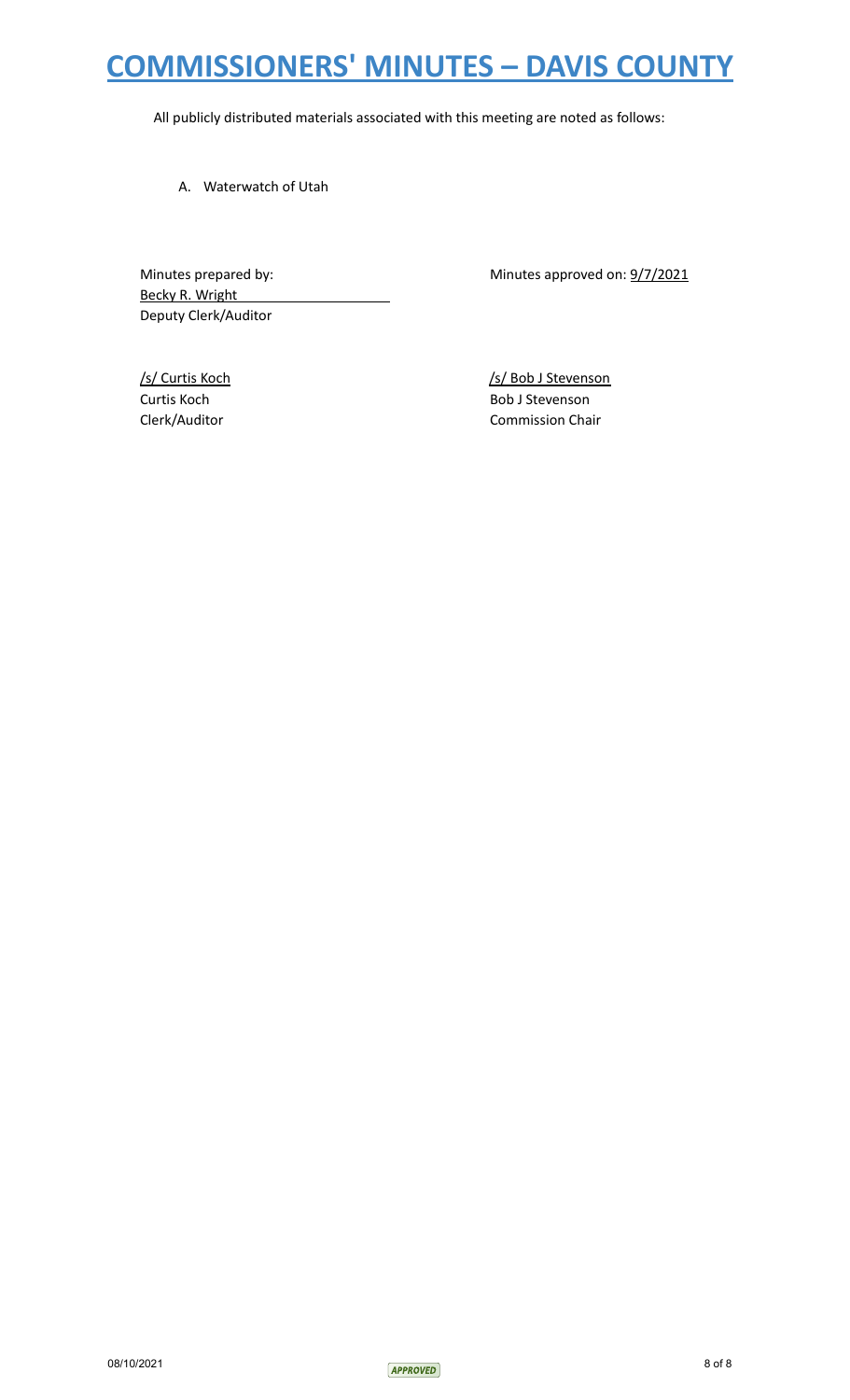# COMMISSIONERS' MINUTES – DAVIS COUNTY

All publicly distributed materials associated with this meeting are noted as follows:

A. Waterwatch of Utah

Minutes prepared by:
Becky R. Wright
Deputy Clerk/Auditor

Minutes approved on: 9/7/2021

/s/ Curtis Koch
Curtis Koch
Clerk/Auditor

/s/ Bob J Stevenson
Bob J Stevenson
Commission Chair